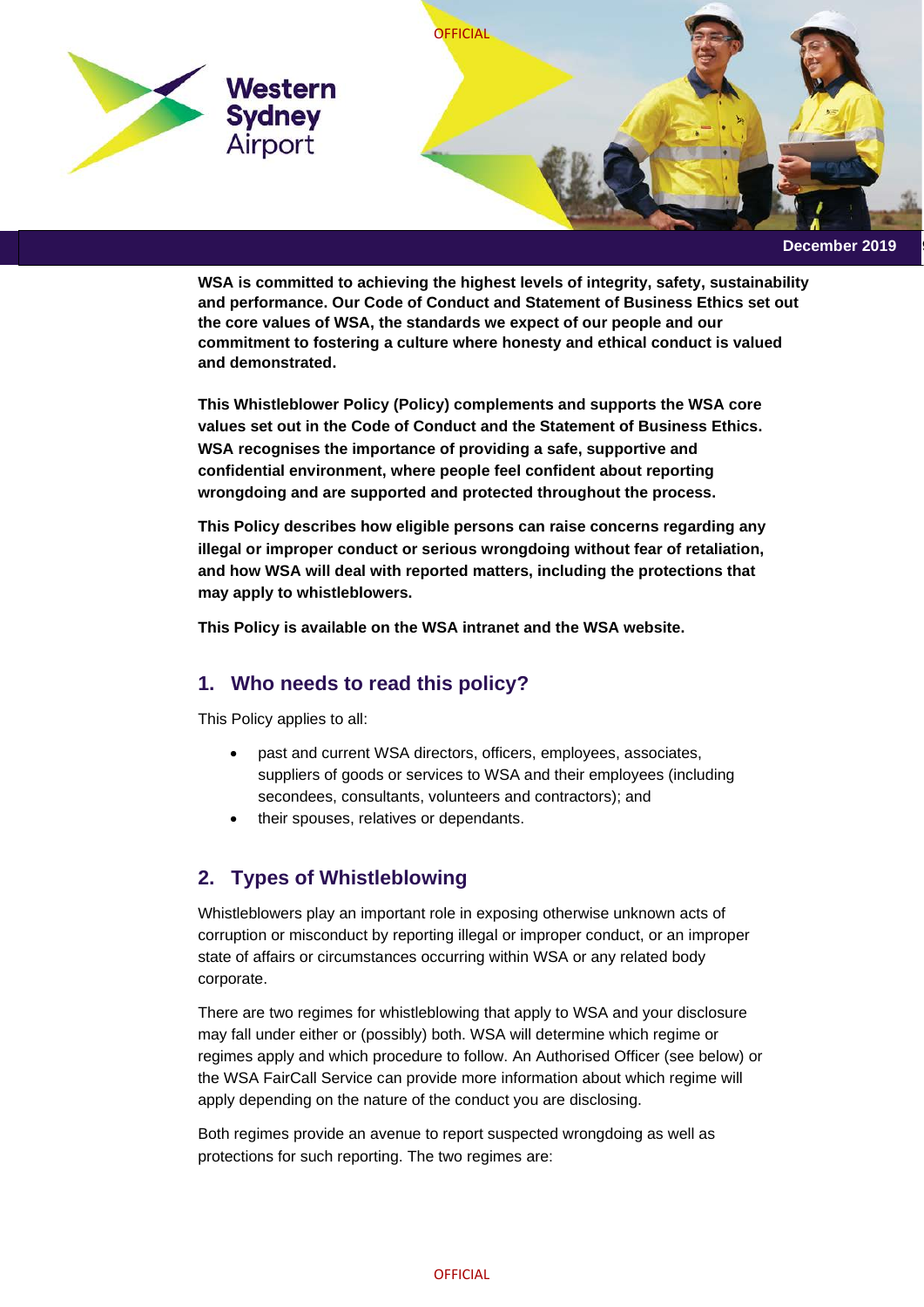Western Sydney Airport

December 2019

**WSA is committed to achieving the highest levels of integrity, safety, sustainability and performance. Our Code of Conduct and Statement of Business Ethics set out the core values of WSA, the standards we expect of our people and our commitment to fostering a culture where honesty and ethical conduct is valued and demonstrated.**

**This Whistleblower Policy (Policy) complements and supports the WSA core values set out in the Code of Conduct and the Statement of Business Ethics. WSA recognises the importance of providing a safe, supportive and confidential environment, where people feel confident about reporting wrongdoing and are supported and protected throughout the process.**

**This Policy describes how eligible persons can raise concerns regarding any illegal or improper conduct or serious wrongdoing without fear of retaliation, and how WSA will deal with reported matters, including the protections that may apply to whistleblowers.**

**This Policy is available on the WSA intranet and the WSA website.**

## 1. Who needs to read this policy?

This Policy applies to all:

- past and current WSA directors, officers, employees, associates, suppliers of goods or services to WSA and their employees (including secondees, consultants, volunteers and contractors); and
- their spouses, relatives or dependants.

## 2. Types of Whistleblowing

Whistleblowers play an important role in exposing otherwise unknown acts of corruption or misconduct by reporting illegal or improper conduct, or an improper state of affairs or circumstances occurring within WSA or any related body corporate.

There are two regimes for whistleblowing that apply to WSA and your disclosure may fall under either or (possibly) both. WSA will determine which regime or regimes apply and which procedure to follow. An Authorised Officer (see below) or the WSA FairCall Service can provide more information about which regime will apply depending on the nature of the conduct you are disclosing.

Both regimes provide an avenue to report suspected wrongdoing as well as protections for such reporting. The two regimes are: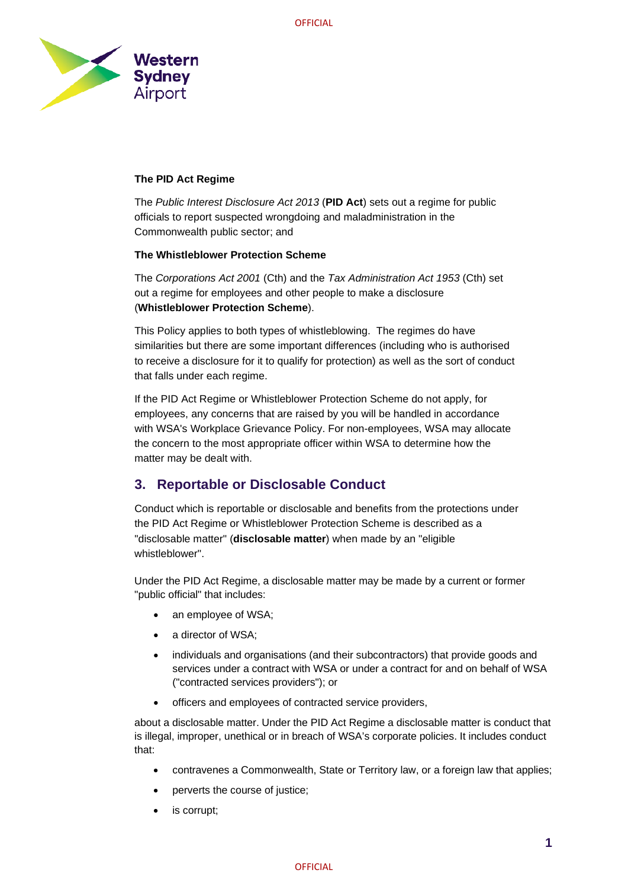**The PID Act Regime**

The *Public Interest Disclosure Act 2013* (**PID Act**) sets out a regime for public officials to report suspected wrongdoing and maladministration in the Commonwealth public sector; and

**The Whistleblower Protection Scheme**

The *Corporations Act 2001* (Cth) and the *Tax Administration Act 1953* (Cth) set out a regime for employees and other people to make a disclosure (**Whistleblower Protection Scheme**).

This Policy applies to both types of whistleblowing. The regimes do have similarities but there are some important differences (including who is authorised to receive a disclosure for it to qualify for protection) as well as the sort of conduct that falls under each regime.

If the PID Act Regime or Whistleblower Protection Scheme do not apply, for employees, any concerns that are raised by you will be handled in accordance with WSA's Workplace Grievance Policy. For non-employees, WSA may allocate the concern to the most appropriate officer within WSA to determine how the matter may be dealt with.

## 3. Reportable or Disclosable Conduct

Conduct which is reportable or disclosable and benefits from the protections under the PID Act Regime or Whistleblower Protection Scheme is described as a "disclosable matter" (**disclosable matter**) when made by an "eligible whistleblower".

Under the PID Act Regime, a disclosable matter may be made by a current or former "public official" that includes:

- an employee of WSA;
- a director of WSA;
- individuals and organisations (and their subcontractors) that provide goods and services under a contract with WSA or under a contract for and on behalf of WSA ("contracted services providers"); or
- officers and employees of contracted service providers,

about a disclosable matter. Under the PID Act Regime a disclosable matter is conduct that is illegal, improper, unethical or in breach of WSA's corporate policies. It includes conduct that:

- contravenes a Commonwealth, State or Territory law, or a foreign law that applies;
- perverts the course of justice;
- is corrupt;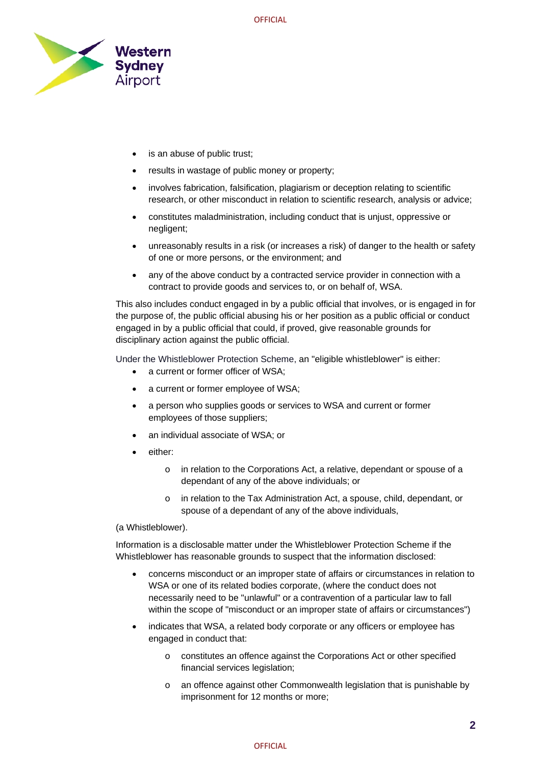- is an abuse of public trust;
- results in wastage of public money or property;
- involves fabrication, falsification, plagiarism or deception relating to scientific research, or other misconduct in relation to scientific research, analysis or advice;
- constitutes maladministration, including conduct that is unjust, oppressive or negligent;
- unreasonably results in a risk (or increases a risk) of danger to the health or safety of one or more persons, or the environment; and
- any of the above conduct by a contracted service provider in connection with a contract to provide goods and services to, or on behalf of, WSA.

This also includes conduct engaged in by a public official that involves, or is engaged in for the purpose of, the public official abusing his or her position as a public official or conduct engaged in by a public official that could, if proved, give reasonable grounds for disciplinary action against the public official.

Under the Whistleblower Protection Scheme, an "eligible whistleblower" is either:

- a current or former officer of WSA;
- a current or former employee of WSA;
- a person who supplies goods or services to WSA and current or former employees of those suppliers;
- an individual associate of WSA; or
- either:
  - in relation to the Corporations Act, a relative, dependant or spouse of a dependant of any of the above individuals; or
  - in relation to the Tax Administration Act, a spouse, child, dependant, or spouse of a dependant of any of the above individuals,

(a Whistleblower).

Information is a disclosable matter under the Whistleblower Protection Scheme if the Whistleblower has reasonable grounds to suspect that the information disclosed:

- concerns misconduct or an improper state of affairs or circumstances in relation to WSA or one of its related bodies corporate, (where the conduct does not necessarily need to be "unlawful" or a contravention of a particular law to fall within the scope of "misconduct or an improper state of affairs or circumstances")
- indicates that WSA, a related body corporate or any officers or employee has engaged in conduct that:
  - constitutes an offence against the Corporations Act or other specified financial services legislation;
  - an offence against other Commonwealth legislation that is punishable by imprisonment for 12 months or more;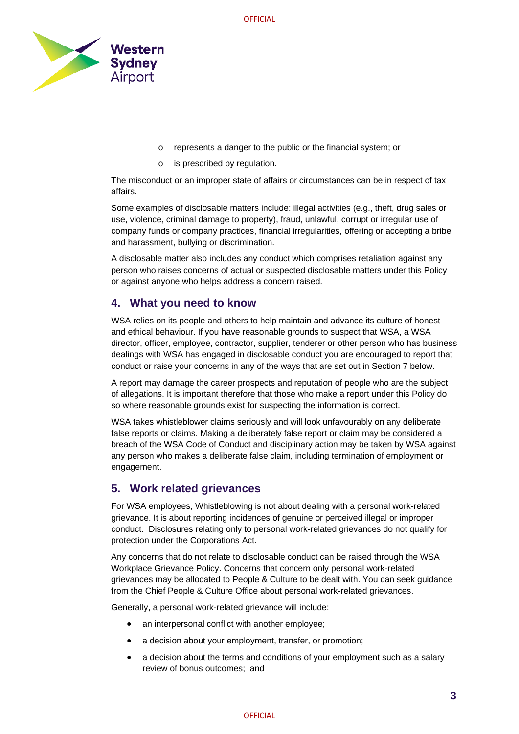- represents a danger to the public or the financial system; or
- is prescribed by regulation.

The misconduct or an improper state of affairs or circumstances can be in respect of tax affairs.

Some examples of disclosable matters include: illegal activities (e.g., theft, drug sales or use, violence, criminal damage to property), fraud, unlawful, corrupt or irregular use of company funds or company practices, financial irregularities, offering or accepting a bribe and harassment, bullying or discrimination.

A disclosable matter also includes any conduct which comprises retaliation against any person who raises concerns of actual or suspected disclosable matters under this Policy or against anyone who helps address a concern raised.

## 4. What you need to know

WSA relies on its people and others to help maintain and advance its culture of honest and ethical behaviour. If you have reasonable grounds to suspect that WSA, a WSA director, officer, employee, contractor, supplier, tenderer or other person who has business dealings with WSA has engaged in disclosable conduct you are encouraged to report that conduct or raise your concerns in any of the ways that are set out in Section 7 below.

A report may damage the career prospects and reputation of people who are the subject of allegations. It is important therefore that those who make a report under this Policy do so where reasonable grounds exist for suspecting the information is correct.

WSA takes whistleblower claims seriously and will look unfavourably on any deliberate false reports or claims. Making a deliberately false report or claim may be considered a breach of the WSA Code of Conduct and disciplinary action may be taken by WSA against any person who makes a deliberate false claim, including termination of employment or engagement.

## 5. Work related grievances

For WSA employees, Whistleblowing is not about dealing with a personal work-related grievance. It is about reporting incidences of genuine or perceived illegal or improper conduct. Disclosures relating only to personal work-related grievances do not qualify for protection under the Corporations Act.

Any concerns that do not relate to disclosable conduct can be raised through the WSA Workplace Grievance Policy. Concerns that concern only personal work-related grievances may be allocated to People & Culture to be dealt with. You can seek guidance from the Chief People & Culture Office about personal work-related grievances.

Generally, a personal work-related grievance will include:

- an interpersonal conflict with another employee;
- a decision about your employment, transfer, or promotion;
- a decision about the terms and conditions of your employment such as a salary review of bonus outcomes; and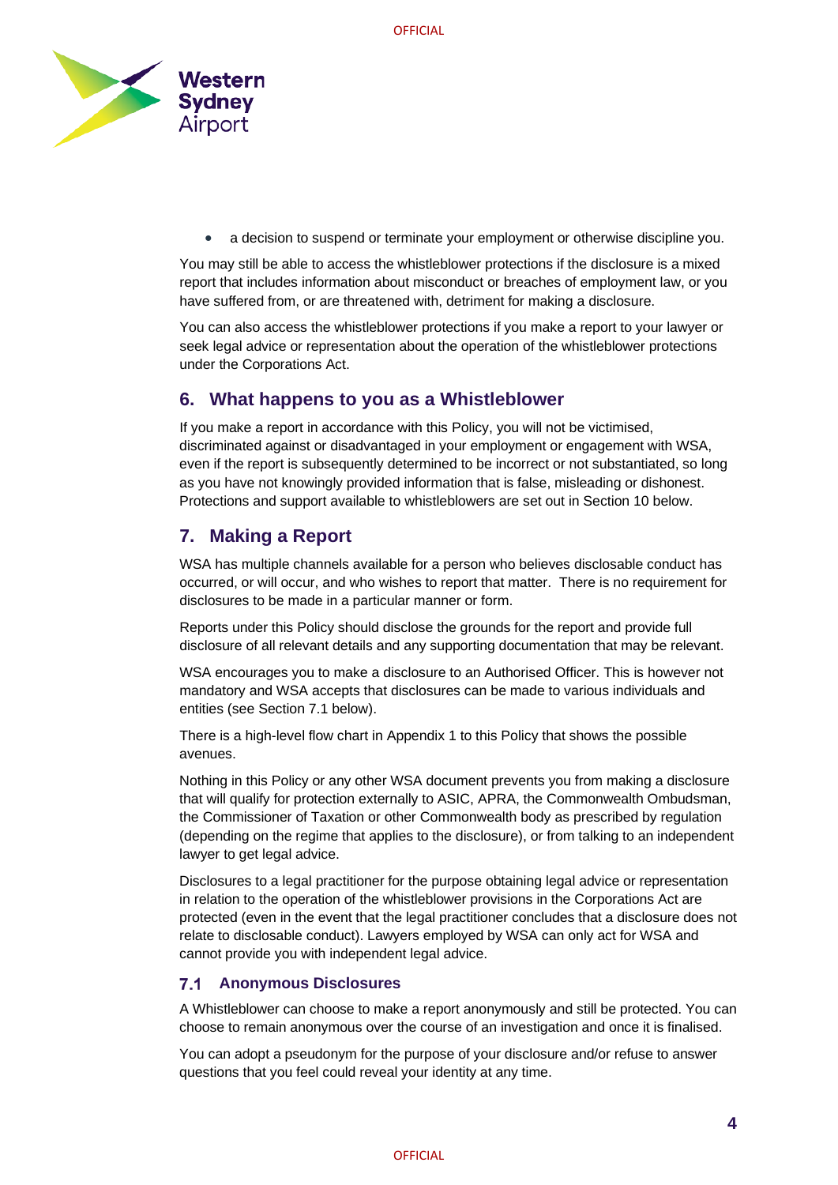- a decision to suspend or terminate your employment or otherwise discipline you.

You may still be able to access the whistleblower protections if the disclosure is a mixed report that includes information about misconduct or breaches of employment law, or you have suffered from, or are threatened with, detriment for making a disclosure.

You can also access the whistleblower protections if you make a report to your lawyer or seek legal advice or representation about the operation of the whistleblower protections under the Corporations Act.

## 6. What happens to you as a Whistleblower

If you make a report in accordance with this Policy, you will not be victimised, discriminated against or disadvantaged in your employment or engagement with WSA, even if the report is subsequently determined to be incorrect or not substantiated, so long as you have not knowingly provided information that is false, misleading or dishonest. Protections and support available to whistleblowers are set out in Section 10 below.

## 7. Making a Report

WSA has multiple channels available for a person who believes disclosable conduct has occurred, or will occur, and who wishes to report that matter. There is no requirement for disclosures to be made in a particular manner or form.

Reports under this Policy should disclose the grounds for the report and provide full disclosure of all relevant details and any supporting documentation that may be relevant.

WSA encourages you to make a disclosure to an Authorised Officer. This is however not mandatory and WSA accepts that disclosures can be made to various individuals and entities (see Section 7.1 below).

There is a high-level flow chart in Appendix 1 to this Policy that shows the possible avenues.

Nothing in this Policy or any other WSA document prevents you from making a disclosure that will qualify for protection externally to ASIC, APRA, the Commonwealth Ombudsman, the Commissioner of Taxation or other Commonwealth body as prescribed by regulation (depending on the regime that applies to the disclosure), or from talking to an independent lawyer to get legal advice.

Disclosures to a legal practitioner for the purpose obtaining legal advice or representation in relation to the operation of the whistleblower provisions in the Corporations Act are protected (even in the event that the legal practitioner concludes that a disclosure does not relate to disclosable conduct). Lawyers employed by WSA can only act for WSA and cannot provide you with independent legal advice.

### 7.1 Anonymous Disclosures

A Whistleblower can choose to make a report anonymously and still be protected. You can choose to remain anonymous over the course of an investigation and once it is finalised.

You can adopt a pseudonym for the purpose of your disclosure and/or refuse to answer questions that you feel could reveal your identity at any time.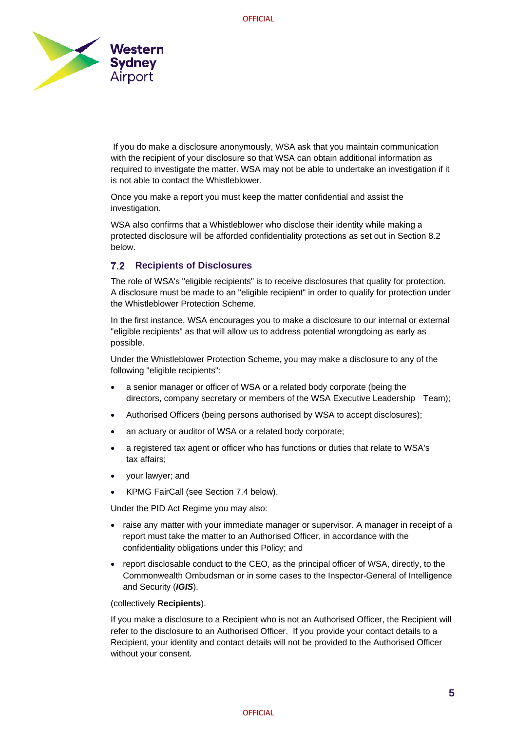If you do make a disclosure anonymously, WSA ask that you maintain communication with the recipient of your disclosure so that WSA can obtain additional information as required to investigate the matter. WSA may not be able to undertake an investigation if it is not able to contact the Whistleblower.

Once you make a report you must keep the matter confidential and assist the investigation.

WSA also confirms that a Whistleblower who disclose their identity while making a protected disclosure will be afforded confidentiality protections as set out in Section 8.2 below.

### 7.2 Recipients of Disclosures

The role of WSA's "eligible recipients" is to receive disclosures that quality for protection. A disclosure must be made to an "eligible recipient" in order to qualify for protection under the Whistleblower Protection Scheme.

In the first instance, WSA encourages you to make a disclosure to our internal or external "eligible recipients" as that will allow us to address potential wrongdoing as early as possible.

Under the Whistleblower Protection Scheme, you may make a disclosure to any of the following "eligible recipients":

- a senior manager or officer of WSA or a related body corporate (being the directors, company secretary or members of the WSA Executive Leadership Team);
- Authorised Officers (being persons authorised by WSA to accept disclosures);
- an actuary or auditor of WSA or a related body corporate;
- a registered tax agent or officer who has functions or duties that relate to WSA's tax affairs;
- your lawyer; and
- KPMG FairCall (see Section 7.4 below).

Under the PID Act Regime you may also:

- raise any matter with your immediate manager or supervisor. A manager in receipt of a report must take the matter to an Authorised Officer, in accordance with the confidentiality obligations under this Policy; and
- report disclosable conduct to the CEO, as the principal officer of WSA, directly, to the Commonwealth Ombudsman or in some cases to the Inspector-General of Intelligence and Security (***IGIS***).

(collectively **Recipients**).

If you make a disclosure to a Recipient who is not an Authorised Officer, the Recipient will refer to the disclosure to an Authorised Officer. If you provide your contact details to a Recipient, your identity and contact details will not be provided to the Authorised Officer without your consent.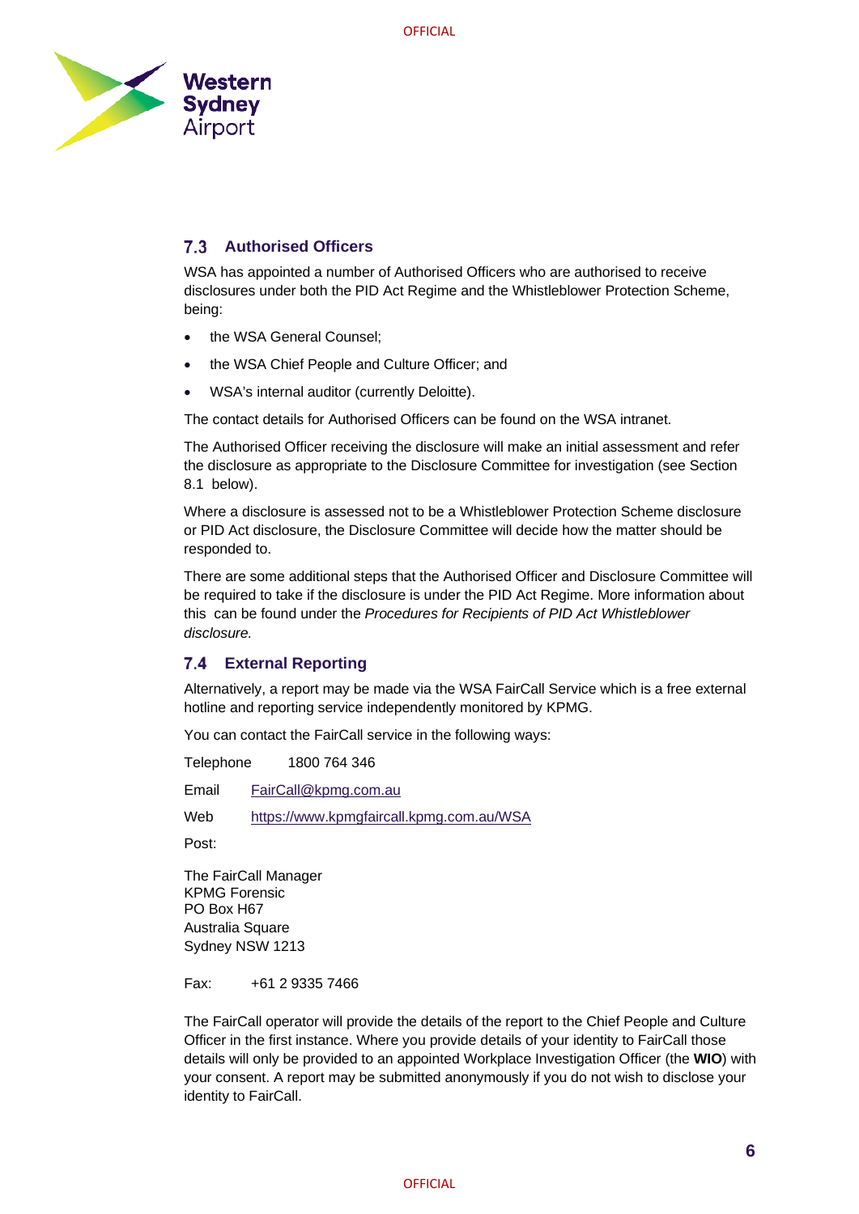## 7.3 Authorised Officers

WSA has appointed a number of Authorised Officers who are authorised to receive disclosures under both the PID Act Regime and the Whistleblower Protection Scheme, being:

- the WSA General Counsel;
- the WSA Chief People and Culture Officer; and
- WSA's internal auditor (currently Deloitte).

The contact details for Authorised Officers can be found on the WSA intranet.

The Authorised Officer receiving the disclosure will make an initial assessment and refer the disclosure as appropriate to the Disclosure Committee for investigation (see Section 8.1 below).

Where a disclosure is assessed not to be a Whistleblower Protection Scheme disclosure or PID Act disclosure, the Disclosure Committee will decide how the matter should be responded to.

There are some additional steps that the Authorised Officer and Disclosure Committee will be required to take if the disclosure is under the PID Act Regime. More information about this can be found under the *Procedures for Recipients of PID Act Whistleblower disclosure.*

## 7.4 External Reporting

Alternatively, a report may be made via the WSA FairCall Service which is a free external hotline and reporting service independently monitored by KPMG.

You can contact the FairCall service in the following ways:

Telephone 1800 764 346

Email FairCall@kpmg.com.au

Web https://www.kpmgfaircall.kpmg.com.au/WSA

Post:

The FairCall Manager
KPMG Forensic
PO Box H67
Australia Square
Sydney NSW 1213

Fax: +61 2 9335 7466

The FairCall operator will provide the details of the report to the Chief People and Culture Officer in the first instance. Where you provide details of your identity to FairCall those details will only be provided to an appointed Workplace Investigation Officer (the **WIO**) with your consent. A report may be submitted anonymously if you do not wish to disclose your identity to FairCall.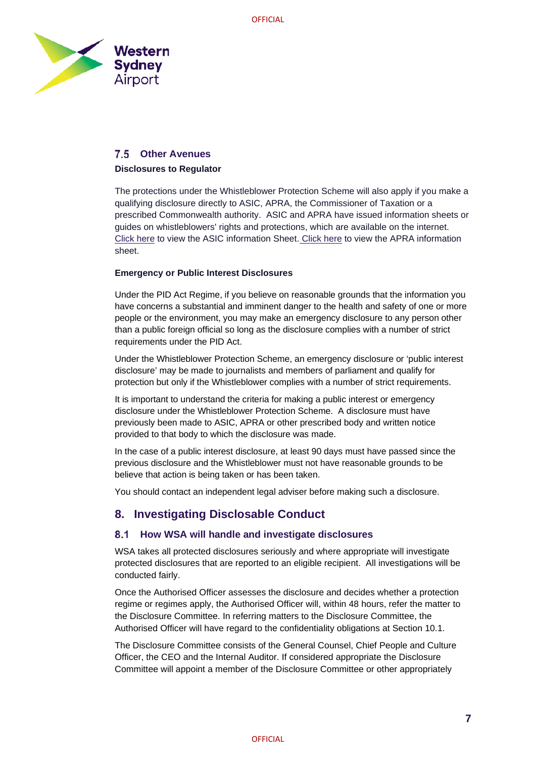### 7.5 Other Avenues

**Disclosures to Regulator**

The protections under the Whistleblower Protection Scheme will also apply if you make a qualifying disclosure directly to ASIC, APRA, the Commissioner of Taxation or a prescribed Commonwealth authority. ASIC and APRA have issued information sheets or guides on whistleblowers' rights and protections, which are available on the internet. Click here to view the ASIC information Sheet. Click here to view the APRA information sheet.

**Emergency or Public Interest Disclosures**

Under the PID Act Regime, if you believe on reasonable grounds that the information you have concerns a substantial and imminent danger to the health and safety of one or more people or the environment, you may make an emergency disclosure to any person other than a public foreign official so long as the disclosure complies with a number of strict requirements under the PID Act.

Under the Whistleblower Protection Scheme, an emergency disclosure or 'public interest disclosure' may be made to journalists and members of parliament and qualify for protection but only if the Whistleblower complies with a number of strict requirements.

It is important to understand the criteria for making a public interest or emergency disclosure under the Whistleblower Protection Scheme. A disclosure must have previously been made to ASIC, APRA or other prescribed body and written notice provided to that body to which the disclosure was made.

In the case of a public interest disclosure, at least 90 days must have passed since the previous disclosure and the Whistleblower must not have reasonable grounds to be believe that action is being taken or has been taken.

You should contact an independent legal adviser before making such a disclosure.

## 8. Investigating Disclosable Conduct

### 8.1 How WSA will handle and investigate disclosures

WSA takes all protected disclosures seriously and where appropriate will investigate protected disclosures that are reported to an eligible recipient. All investigations will be conducted fairly.

Once the Authorised Officer assesses the disclosure and decides whether a protection regime or regimes apply, the Authorised Officer will, within 48 hours, refer the matter to the Disclosure Committee. In referring matters to the Disclosure Committee, the Authorised Officer will have regard to the confidentiality obligations at Section 10.1.

The Disclosure Committee consists of the General Counsel, Chief People and Culture Officer, the CEO and the Internal Auditor. If considered appropriate the Disclosure Committee will appoint a member of the Disclosure Committee or other appropriately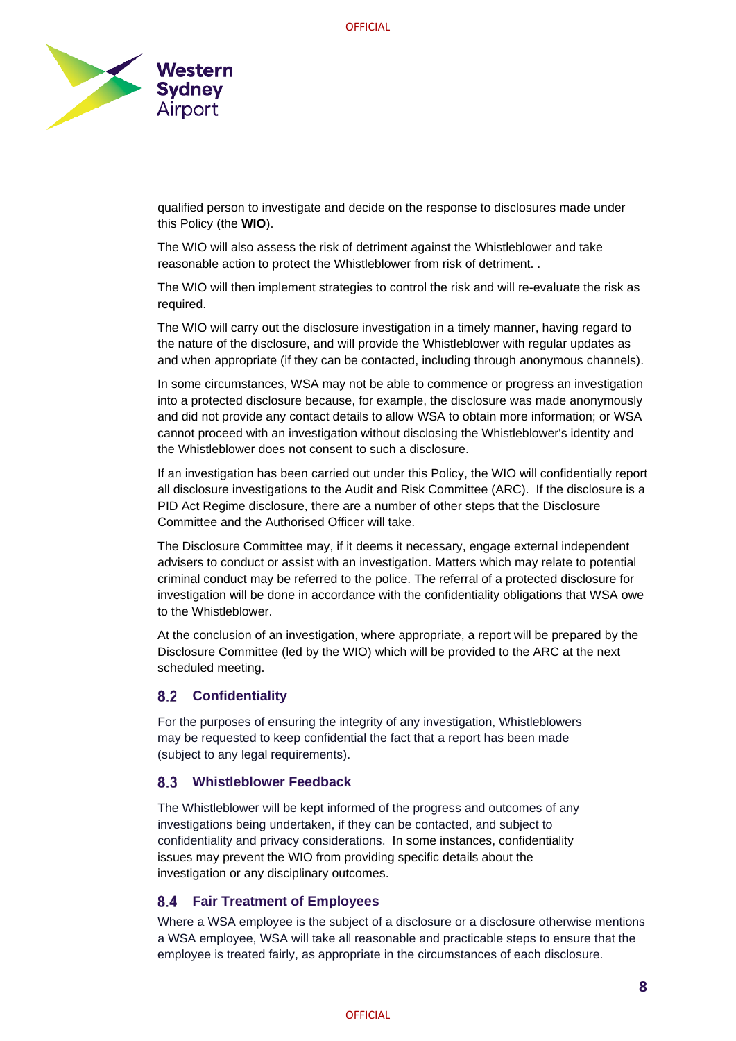qualified person to investigate and decide on the response to disclosures made under this Policy (the **WIO**).

The WIO will also assess the risk of detriment against the Whistleblower and take reasonable action to protect the Whistleblower from risk of detriment. .

The WIO will then implement strategies to control the risk and will re-evaluate the risk as required.

The WIO will carry out the disclosure investigation in a timely manner, having regard to the nature of the disclosure, and will provide the Whistleblower with regular updates as and when appropriate (if they can be contacted, including through anonymous channels).

In some circumstances, WSA may not be able to commence or progress an investigation into a protected disclosure because, for example, the disclosure was made anonymously and did not provide any contact details to allow WSA to obtain more information; or WSA cannot proceed with an investigation without disclosing the Whistleblower's identity and the Whistleblower does not consent to such a disclosure.

If an investigation has been carried out under this Policy, the WIO will confidentially report all disclosure investigations to the Audit and Risk Committee (ARC). If the disclosure is a PID Act Regime disclosure, there are a number of other steps that the Disclosure Committee and the Authorised Officer will take.

The Disclosure Committee may, if it deems it necessary, engage external independent advisers to conduct or assist with an investigation. Matters which may relate to potential criminal conduct may be referred to the police. The referral of a protected disclosure for investigation will be done in accordance with the confidentiality obligations that WSA owe to the Whistleblower.

At the conclusion of an investigation, where appropriate, a report will be prepared by the Disclosure Committee (led by the WIO) which will be provided to the ARC at the next scheduled meeting.

### 8.2 Confidentiality

For the purposes of ensuring the integrity of any investigation, Whistleblowers may be requested to keep confidential the fact that a report has been made (subject to any legal requirements).

### 8.3 Whistleblower Feedback

The Whistleblower will be kept informed of the progress and outcomes of any investigations being undertaken, if they can be contacted, and subject to confidentiality and privacy considerations. In some instances, confidentiality issues may prevent the WIO from providing specific details about the investigation or any disciplinary outcomes.

### 8.4 Fair Treatment of Employees

Where a WSA employee is the subject of a disclosure or a disclosure otherwise mentions a WSA employee, WSA will take all reasonable and practicable steps to ensure that the employee is treated fairly, as appropriate in the circumstances of each disclosure.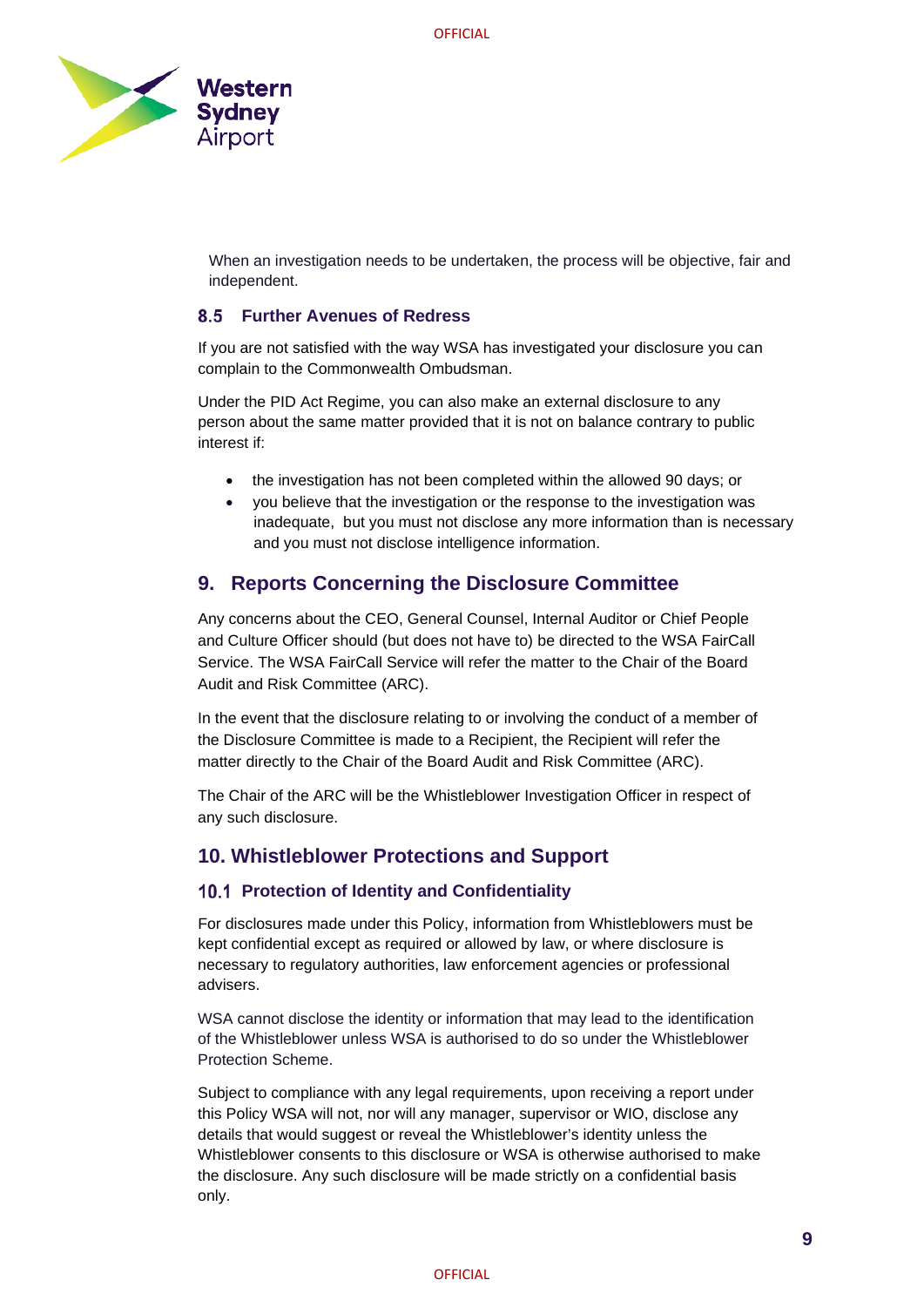When an investigation needs to be undertaken, the process will be objective, fair and independent.

### 8.5 Further Avenues of Redress

If you are not satisfied with the way WSA has investigated your disclosure you can complain to the Commonwealth Ombudsman.

Under the PID Act Regime, you can also make an external disclosure to any person about the same matter provided that it is not on balance contrary to public interest if:

- the investigation has not been completed within the allowed 90 days; or
- you believe that the investigation or the response to the investigation was inadequate, but you must not disclose any more information than is necessary and you must not disclose intelligence information.

## 9. Reports Concerning the Disclosure Committee

Any concerns about the CEO, General Counsel, Internal Auditor or Chief People and Culture Officer should (but does not have to) be directed to the WSA FairCall Service. The WSA FairCall Service will refer the matter to the Chair of the Board Audit and Risk Committee (ARC).

In the event that the disclosure relating to or involving the conduct of a member of the Disclosure Committee is made to a Recipient, the Recipient will refer the matter directly to the Chair of the Board Audit and Risk Committee (ARC).

The Chair of the ARC will be the Whistleblower Investigation Officer in respect of any such disclosure.

## 10. Whistleblower Protections and Support

### 10.1 Protection of Identity and Confidentiality

For disclosures made under this Policy, information from Whistleblowers must be kept confidential except as required or allowed by law, or where disclosure is necessary to regulatory authorities, law enforcement agencies or professional advisers.

WSA cannot disclose the identity or information that may lead to the identification of the Whistleblower unless WSA is authorised to do so under the Whistleblower Protection Scheme.

Subject to compliance with any legal requirements, upon receiving a report under this Policy WSA will not, nor will any manager, supervisor or WIO, disclose any details that would suggest or reveal the Whistleblower's identity unless the Whistleblower consents to this disclosure or WSA is otherwise authorised to make the disclosure. Any such disclosure will be made strictly on a confidential basis only.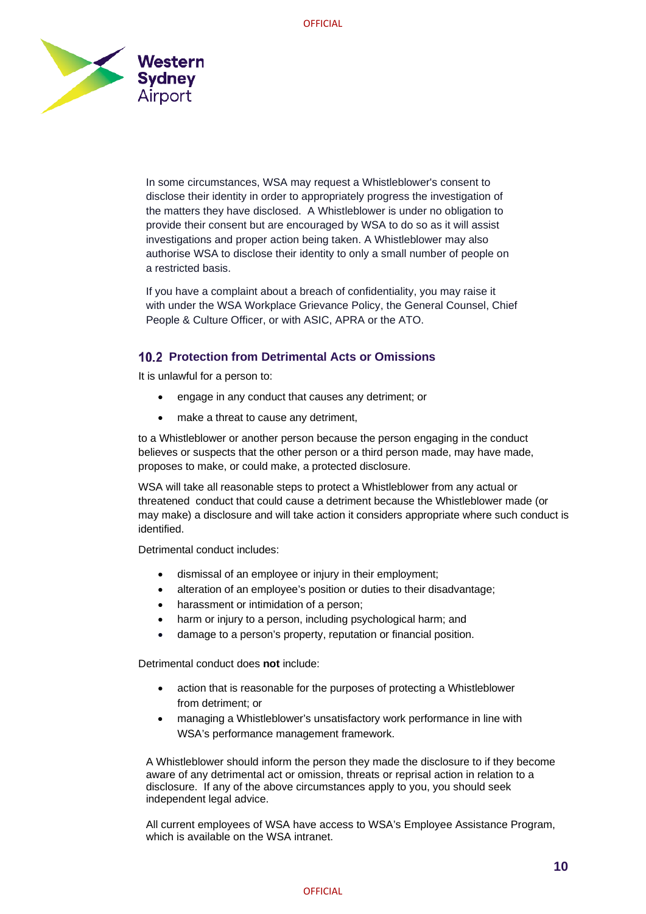In some circumstances, WSA may request a Whistleblower's consent to disclose their identity in order to appropriately progress the investigation of the matters they have disclosed. A Whistleblower is under no obligation to provide their consent but are encouraged by WSA to do so as it will assist investigations and proper action being taken. A Whistleblower may also authorise WSA to disclose their identity to only a small number of people on a restricted basis.

If you have a complaint about a breach of confidentiality, you may raise it with under the WSA Workplace Grievance Policy, the General Counsel, Chief People & Culture Officer, or with ASIC, APRA or the ATO.

### 10.2 Protection from Detrimental Acts or Omissions

It is unlawful for a person to:

- engage in any conduct that causes any detriment; or
- make a threat to cause any detriment,

to a Whistleblower or another person because the person engaging in the conduct believes or suspects that the other person or a third person made, may have made, proposes to make, or could make, a protected disclosure.

WSA will take all reasonable steps to protect a Whistleblower from any actual or threatened conduct that could cause a detriment because the Whistleblower made (or may make) a disclosure and will take action it considers appropriate where such conduct is identified.

Detrimental conduct includes:

- dismissal of an employee or injury in their employment;
- alteration of an employee's position or duties to their disadvantage;
- harassment or intimidation of a person;
- harm or injury to a person, including psychological harm; and
- damage to a person's property, reputation or financial position.

Detrimental conduct does **not** include:

- action that is reasonable for the purposes of protecting a Whistleblower from detriment; or
- managing a Whistleblower's unsatisfactory work performance in line with WSA's performance management framework.

A Whistleblower should inform the person they made the disclosure to if they become aware of any detrimental act or omission, threats or reprisal action in relation to a disclosure. If any of the above circumstances apply to you, you should seek independent legal advice.

All current employees of WSA have access to WSA's Employee Assistance Program, which is available on the WSA intranet.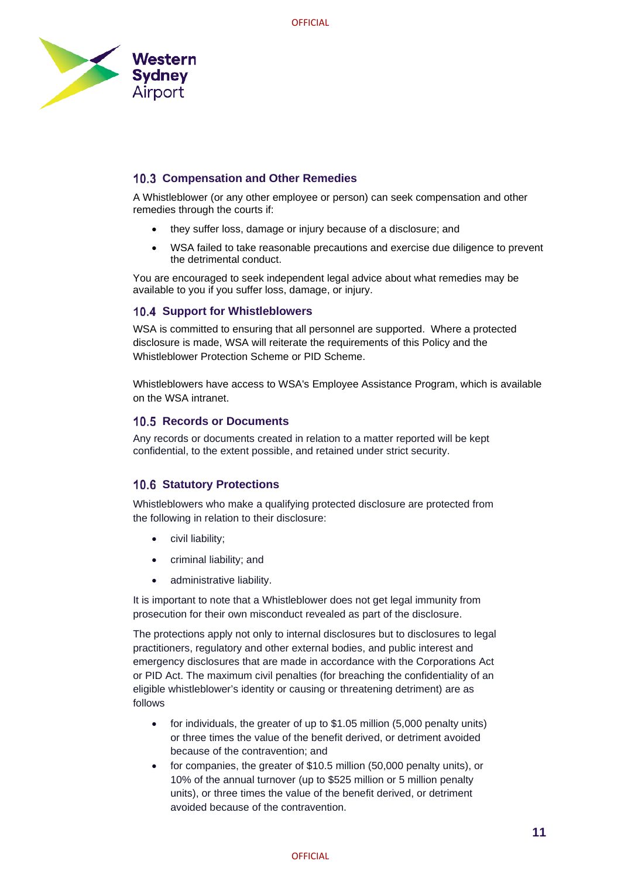### 10.3 Compensation and Other Remedies

A Whistleblower (or any other employee or person) can seek compensation and other remedies through the courts if:

- they suffer loss, damage or injury because of a disclosure; and
- WSA failed to take reasonable precautions and exercise due diligence to prevent the detrimental conduct.

You are encouraged to seek independent legal advice about what remedies may be available to you if you suffer loss, damage, or injury.

### 10.4 Support for Whistleblowers

WSA is committed to ensuring that all personnel are supported. Where a protected disclosure is made, WSA will reiterate the requirements of this Policy and the Whistleblower Protection Scheme or PID Scheme.

Whistleblowers have access to WSA's Employee Assistance Program, which is available on the WSA intranet.

### 10.5 Records or Documents

Any records or documents created in relation to a matter reported will be kept confidential, to the extent possible, and retained under strict security.

### 10.6 Statutory Protections

Whistleblowers who make a qualifying protected disclosure are protected from the following in relation to their disclosure:

- civil liability;
- criminal liability; and
- administrative liability.

It is important to note that a Whistleblower does not get legal immunity from prosecution for their own misconduct revealed as part of the disclosure.

The protections apply not only to internal disclosures but to disclosures to legal practitioners, regulatory and other external bodies, and public interest and emergency disclosures that are made in accordance with the Corporations Act or PID Act. The maximum civil penalties (for breaching the confidentiality of an eligible whistleblower's identity or causing or threatening detriment) are as follows

- for individuals, the greater of up to $1.05 million (5,000 penalty units) or three times the value of the benefit derived, or detriment avoided because of the contravention; and
- for companies, the greater of $10.5 million (50,000 penalty units), or 10% of the annual turnover (up to $525 million or 5 million penalty units), or three times the value of the benefit derived, or detriment avoided because of the contravention.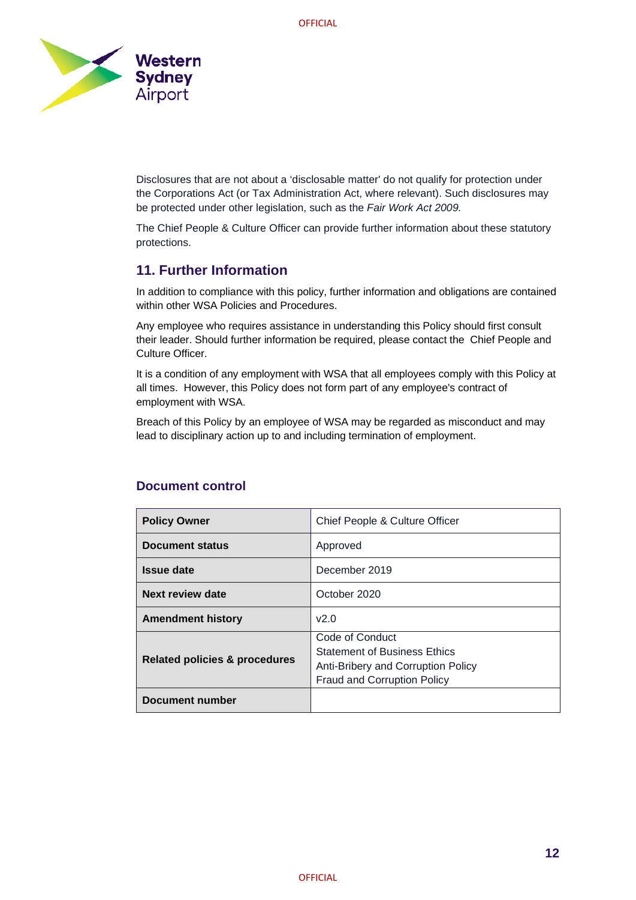Disclosures that are not about a 'disclosable matter' do not qualify for protection under the Corporations Act (or Tax Administration Act, where relevant). Such disclosures may be protected under other legislation, such as the *Fair Work Act 2009.*

The Chief People & Culture Officer can provide further information about these statutory protections.

## 11. Further Information

In addition to compliance with this policy, further information and obligations are contained within other WSA Policies and Procedures.

Any employee who requires assistance in understanding this Policy should first consult their leader. Should further information be required, please contact the Chief People and Culture Officer.

It is a condition of any employment with WSA that all employees comply with this Policy at all times. However, this Policy does not form part of any employee's contract of employment with WSA.

Breach of this Policy by an employee of WSA may be regarded as misconduct and may lead to disciplinary action up to and including termination of employment.

### Document control

| | |
|---|---|
| **Policy Owner** | Chief People & Culture Officer |
| **Document status** | Approved |
| **Issue date** | December 2019 |
| **Next review date** | October 2020 |
| **Amendment history** | v2.0 |
| **Related policies & procedures** | Code of Conduct<br>Statement of Business Ethics<br>Anti-Bribery and Corruption Policy<br>Fraud and Corruption Policy |
| **Document number** | |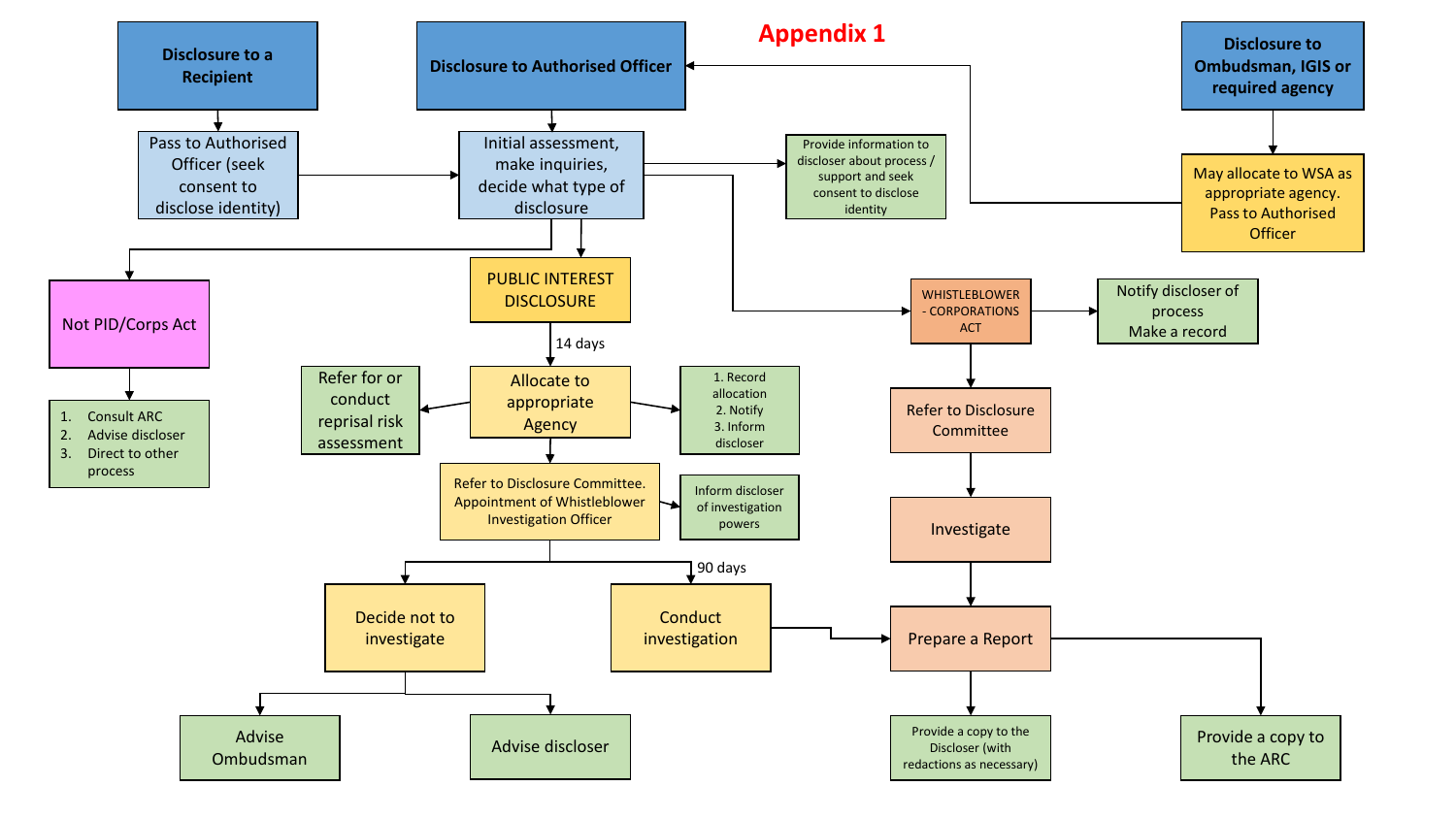# Appendix 1

Disclosure to a Recipient

Pass to Authorised Officer (seek consent to disclose identity)

Disclosure to Authorised Officer

Initial assessment, make inquiries, decide what type of disclosure

Provide information to discloser about process / support and seek consent to disclose identity

Disclosure to Ombudsman, IGIS or required agency

May allocate to WSA as appropriate agency. Pass to Authorised Officer

Not PID/Corps Act

1. Consult ARC
2. Advise discloser
3. Direct to other process

PUBLIC INTEREST DISCLOSURE

14 days

Refer for or conduct reprisal risk assessment

Allocate to appropriate Agency

1. Record allocation
2. Notify
3. Inform discloser

Refer to Disclosure Committee. Appointment of Whistleblower Investigation Officer

Inform discloser of investigation powers

90 days

Decide not to investigate

Advise Ombudsman

Advise discloser

Conduct investigation

WHISTLEBLOWER - CORPORATIONS ACT

Notify discloser of process
Make a record

Refer to Disclosure Committee

Investigate

Prepare a Report

Provide a copy to the Discloser (with redactions as necessary)

Provide a copy to the ARC